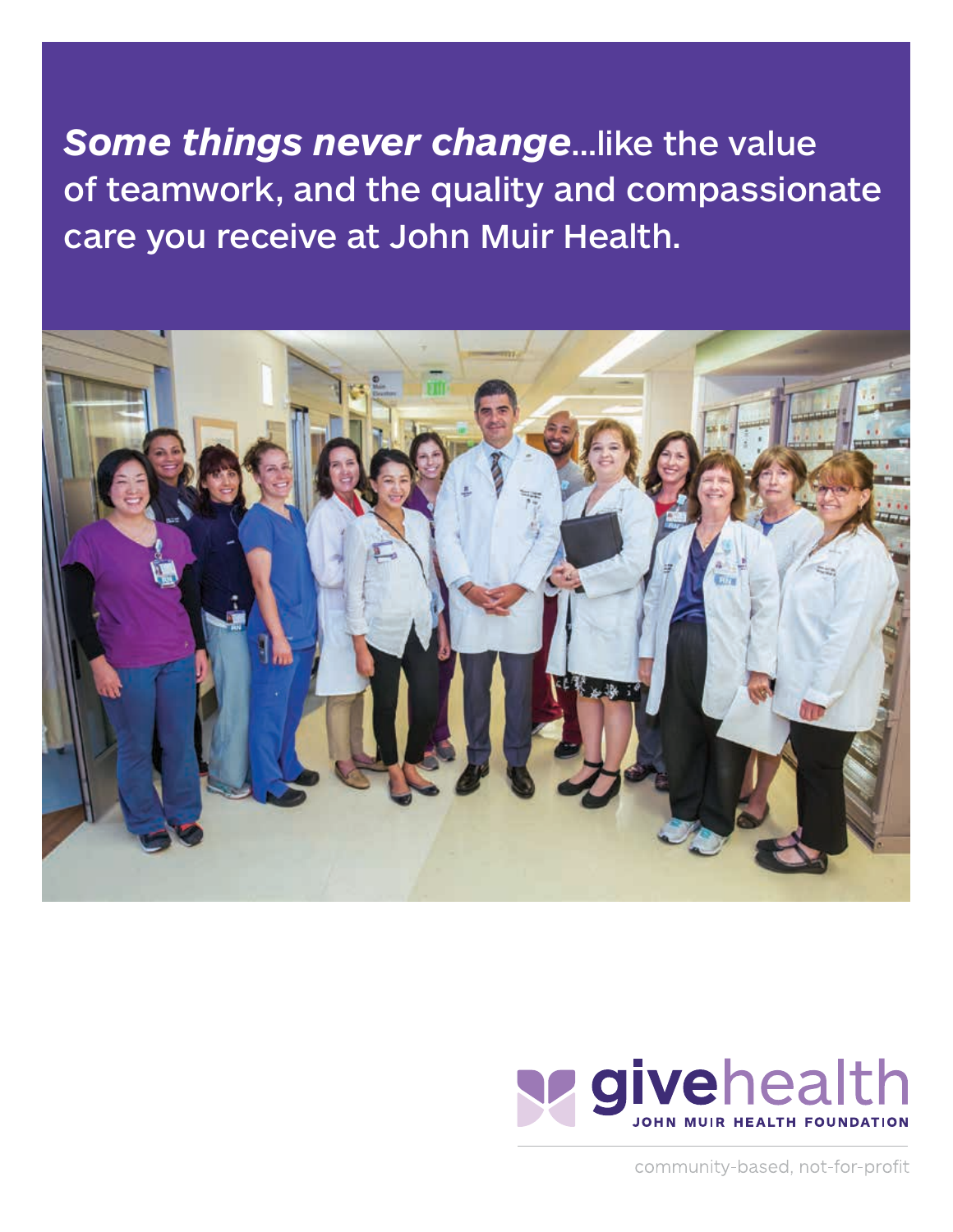***Some things never change***...like the value of teamwork, and the quality and compassionate care you receive at John Muir Health.

**give**health

JOHN MUIR HEALTH FOUNDATION

community-based, not-for-profit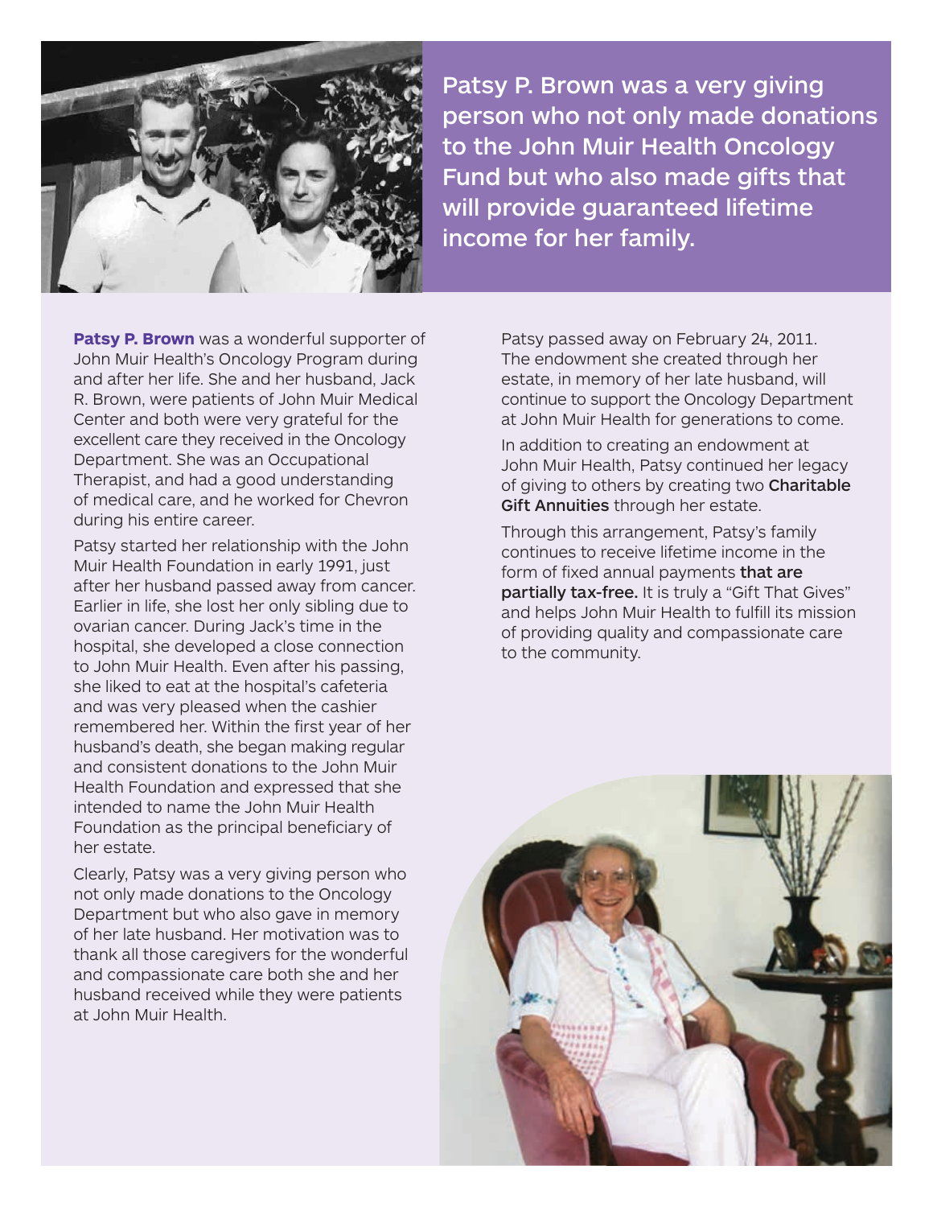**Patsy P. Brown was a very giving person who not only made donations to the John Muir Health Oncology Fund but who also made gifts that will provide guaranteed lifetime income for her family.**

**Patsy P. Brown** was a wonderful supporter of John Muir Health's Oncology Program during and after her life. She and her husband, Jack R. Brown, were patients of John Muir Medical Center and both were very grateful for the excellent care they received in the Oncology Department. She was an Occupational Therapist, and had a good understanding of medical care, and he worked for Chevron during his entire career.

Patsy started her relationship with the John Muir Health Foundation in early 1991, just after her husband passed away from cancer. Earlier in life, she lost her only sibling due to ovarian cancer. During Jack's time in the hospital, she developed a close connection to John Muir Health. Even after his passing, she liked to eat at the hospital's cafeteria and was very pleased when the cashier remembered her. Within the first year of her husband's death, she began making regular and consistent donations to the John Muir Health Foundation and expressed that she intended to name the John Muir Health Foundation as the principal beneficiary of her estate.

Clearly, Patsy was a very giving person who not only made donations to the Oncology Department but who also gave in memory of her late husband. Her motivation was to thank all those caregivers for the wonderful and compassionate care both she and her husband received while they were patients at John Muir Health.

Patsy passed away on February 24, 2011. The endowment she created through her estate, in memory of her late husband, will continue to support the Oncology Department at John Muir Health for generations to come.

In addition to creating an endowment at John Muir Health, Patsy continued her legacy of giving to others by creating two **Charitable Gift Annuities** through her estate.

Through this arrangement, Patsy's family continues to receive lifetime income in the form of fixed annual payments **that are partially tax-free.** It is truly a "Gift That Gives" and helps John Muir Health to fulfill its mission of providing quality and compassionate care to the community.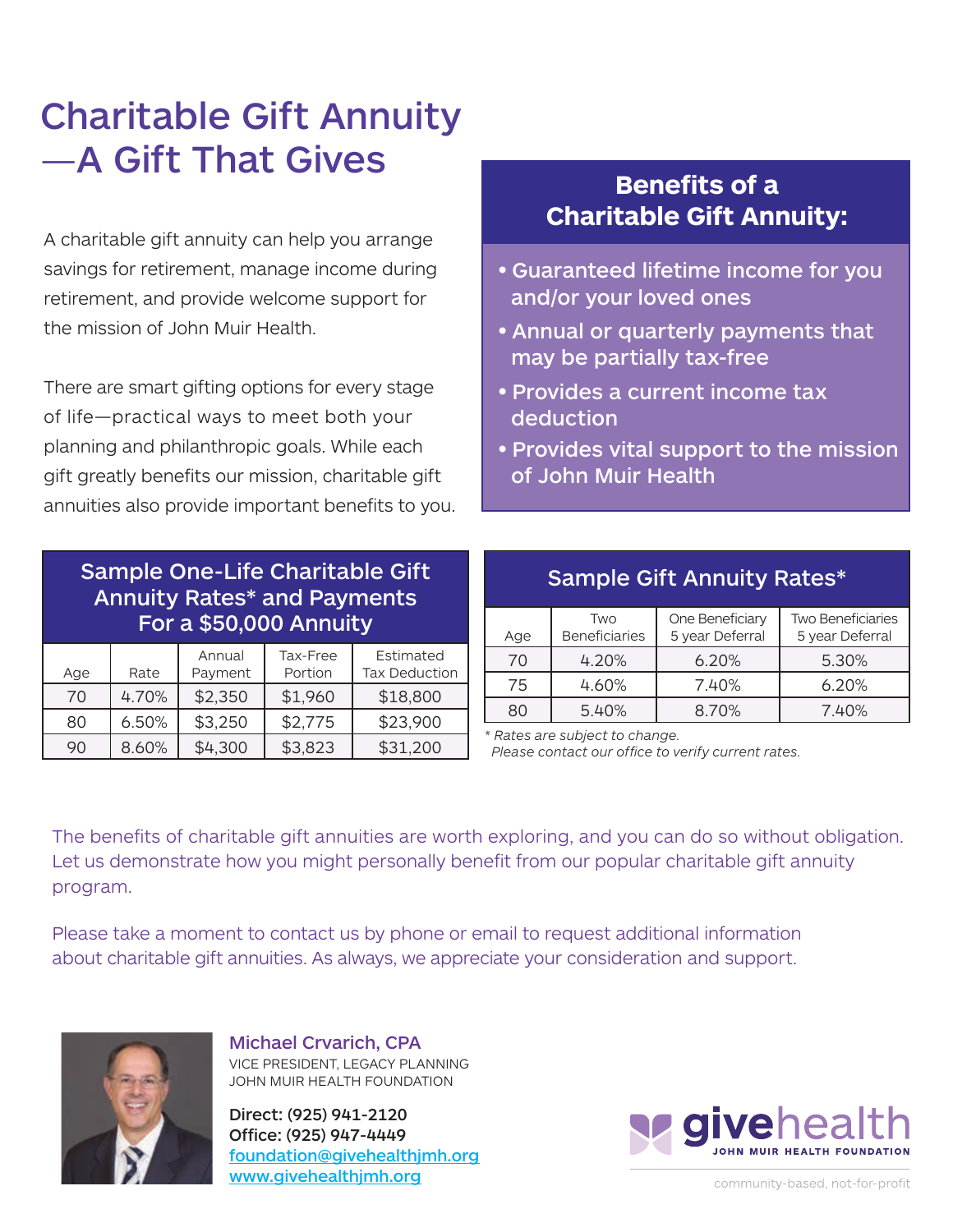# Charitable Gift Annuity —A Gift That Gives

A charitable gift annuity can help you arrange savings for retirement, manage income during retirement, and provide welcome support for the mission of John Muir Health.

There are smart gifting options for every stage of life—practical ways to meet both your planning and philanthropic goals. While each gift greatly benefits our mission, charitable gift annuities also provide important benefits to you.

## Benefits of a Charitable Gift Annuity:

- Guaranteed lifetime income for you and/or your loved ones
- Annual or quarterly payments that may be partially tax-free
- Provides a current income tax deduction
- Provides vital support to the mission of John Muir Health

### Sample One-Life Charitable Gift Annuity Rates* and Payments For a $50,000 Annuity

| Age | Rate | Annual Payment | Tax-Free Portion | Estimated Tax Deduction |
|---|---|---|---|---|
| 70 | 4.70% | $2,350 | $1,960 | $18,800 |
| 80 | 6.50% | $3,250 | $2,775 | $23,900 |
| 90 | 8.60% | $4,300 | $3,823 | $31,200 |

### Sample Gift Annuity Rates*

| Age | Two Beneficiaries | One Beneficiary 5 year Deferral | Two Beneficiaries 5 year Deferral |
|---|---|---|---|
| 70 | 4.20% | 6.20% | 5.30% |
| 75 | 4.60% | 7.40% | 6.20% |
| 80 | 5.40% | 8.70% | 7.40% |

*\* Rates are subject to change. Please contact our office to verify current rates.*

The benefits of charitable gift annuities are worth exploring, and you can do so without obligation. Let us demonstrate how you might personally benefit from our popular charitable gift annuity program.

Please take a moment to contact us by phone or email to request additional information about charitable gift annuities. As always, we appreciate your consideration and support.

**Michael Crvarich, CPA**
VICE PRESIDENT, LEGACY PLANNING
JOHN MUIR HEALTH FOUNDATION

**Direct: (925) 941-2120**
**Office: (925) 947-4449**
[foundation@givehealthjmh.org](mailto:foundation@givehealthjmh.org)
[www.givehealthjmh.org](http://www.givehealthjmh.org)

givehealth
JOHN MUIR HEALTH FOUNDATION
community-based, not-for-profit